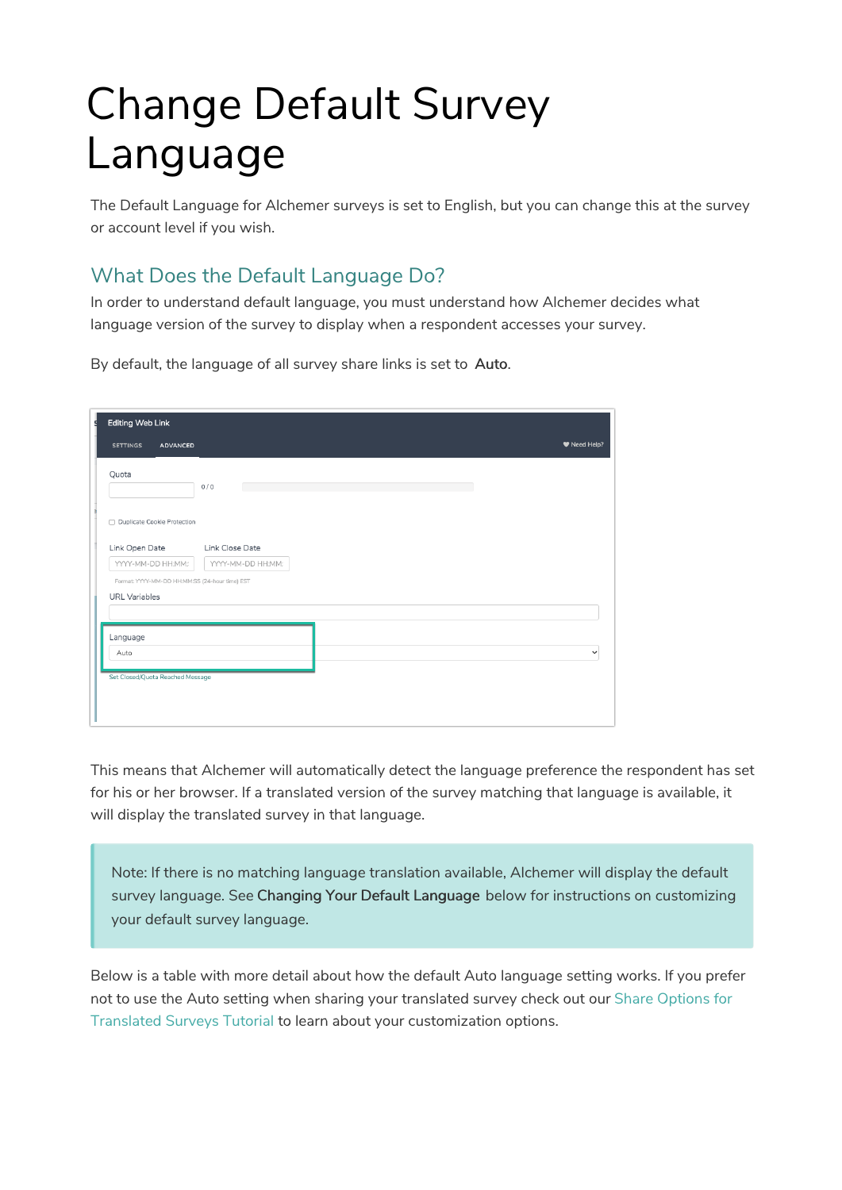# Change Default Survey Language

The Default Language for Alchemer surveys is set to English, but you can change this at the survey or account level if you wish.

## What Does the Default Language Do?

In order to understand default language, you must understand how Alchemer decides what language version of the survey to display when a respondent accesses your survey.

By default, the language of all survey share links is set to **Auto**.

This means that Alchemer will automatically detect the language preference the respondent has set for his or her browser. If a translated version of the survey matching that language is available, it will display the translated survey in that language.

> Note: If there is no matching language translation available, Alchemer will display the default survey language. See **Changing Your Default Language** below for instructions on customizing your default survey language.

Below is a table with more detail about how the default Auto language setting works. If you prefer not to use the Auto setting when sharing your translated survey check out our Share Options for Translated Surveys Tutorial to learn about your customization options.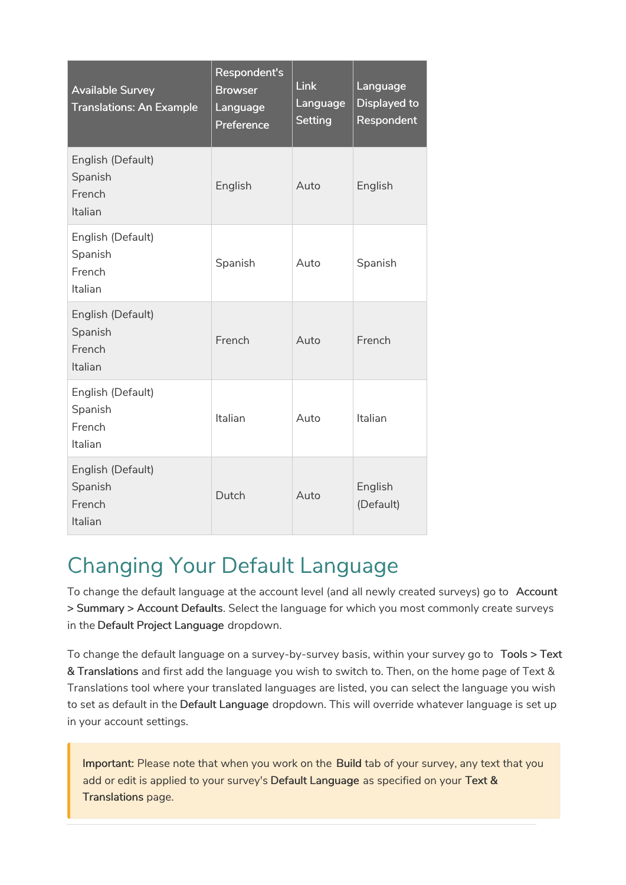| Available Survey Translations: An Example | Respondent's Browser Language Preference | Link Language Setting | Language Displayed to Respondent |
|---|---|---|---|
| English (Default)<br>Spanish<br>French<br>Italian | English | Auto | English |
| English (Default)<br>Spanish<br>French<br>Italian | Spanish | Auto | Spanish |
| English (Default)<br>Spanish<br>French<br>Italian | French | Auto | French |
| English (Default)<br>Spanish<br>French<br>Italian | Italian | Auto | Italian |
| English (Default)<br>Spanish<br>French<br>Italian | Dutch | Auto | English (Default) |

## Changing Your Default Language

To change the default language at the account level (and all newly created surveys) go to **Account > Summary > Account Defaults**. Select the language for which you most commonly create surveys in the **Default Project Language** dropdown.

To change the default language on a survey-by-survey basis, within your survey go to **Tools > Text & Translations** and first add the language you wish to switch to. Then, on the home page of Text & Translations tool where your translated languages are listed, you can select the language you wish to set as default in the **Default Language** dropdown. This will override whatever language is set up in your account settings.

> **Important:** Please note that when you work on the **Build** tab of your survey, any text that you add or edit is applied to your survey's **Default Language** as specified on your **Text & Translations** page.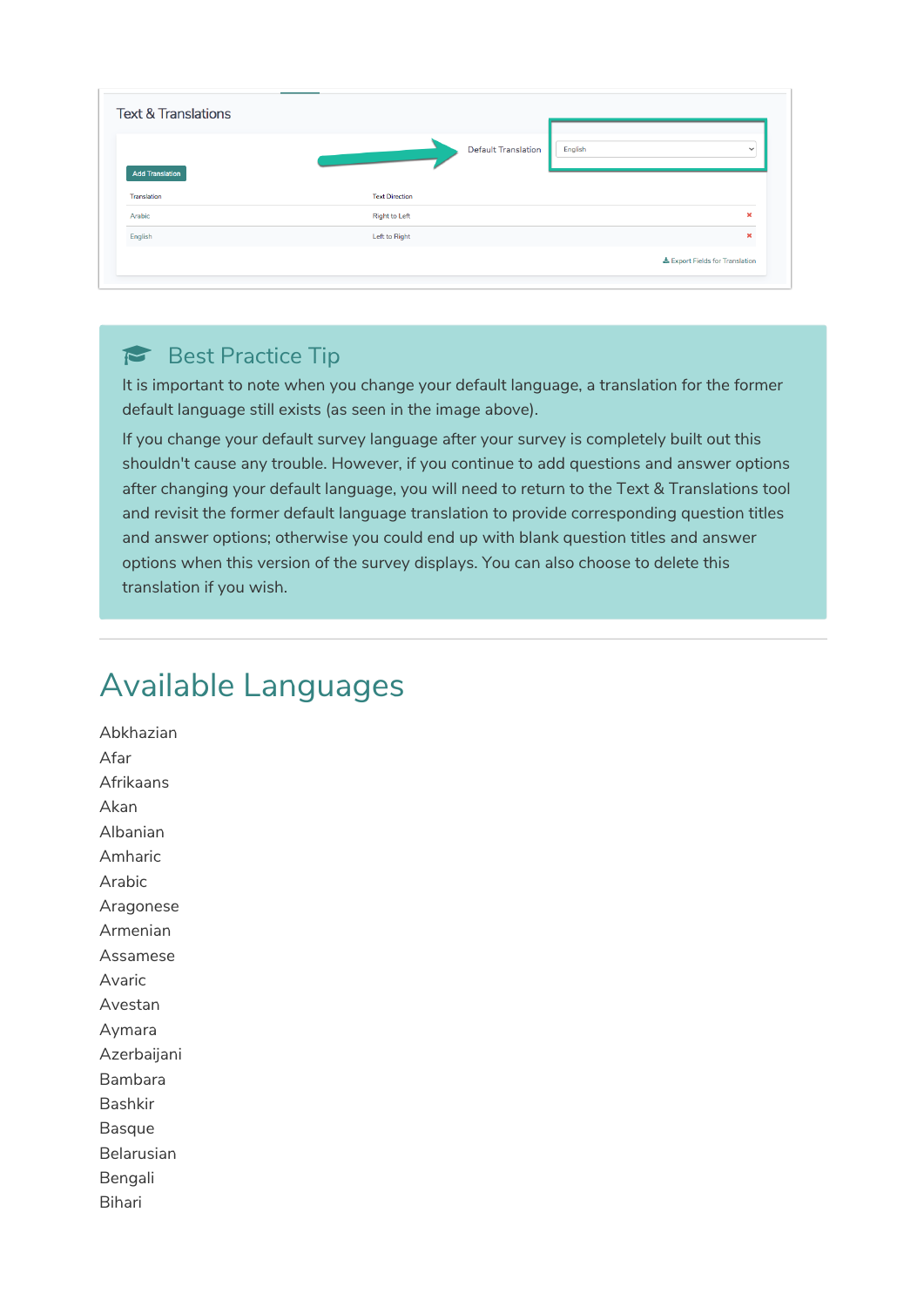Text & Translations

Default Translation: English

Add Translation

| Translation | Text Direction |
| --- | --- |
| Arabic | Right to Left |
| English | Left to Right |

Export Fields for Translation

### Best Practice Tip

It is important to note when you change your default language, a translation for the former default language still exists (as seen in the image above).

If you change your default survey language after your survey is completely built out this shouldn't cause any trouble. However, if you continue to add questions and answer options after changing your default language, you will need to return to the Text & Translations tool and revisit the former default language translation to provide corresponding question titles and answer options; otherwise you could end up with blank question titles and answer options when this version of the survey displays. You can also choose to delete this translation if you wish.

---

## Available Languages

Abkhazian
Afar
Afrikaans
Akan
Albanian
Amharic
Arabic
Aragonese
Armenian
Assamese
Avaric
Avestan
Aymara
Azerbaijani
Bambara
Bashkir
Basque
Belarusian
Bengali
Bihari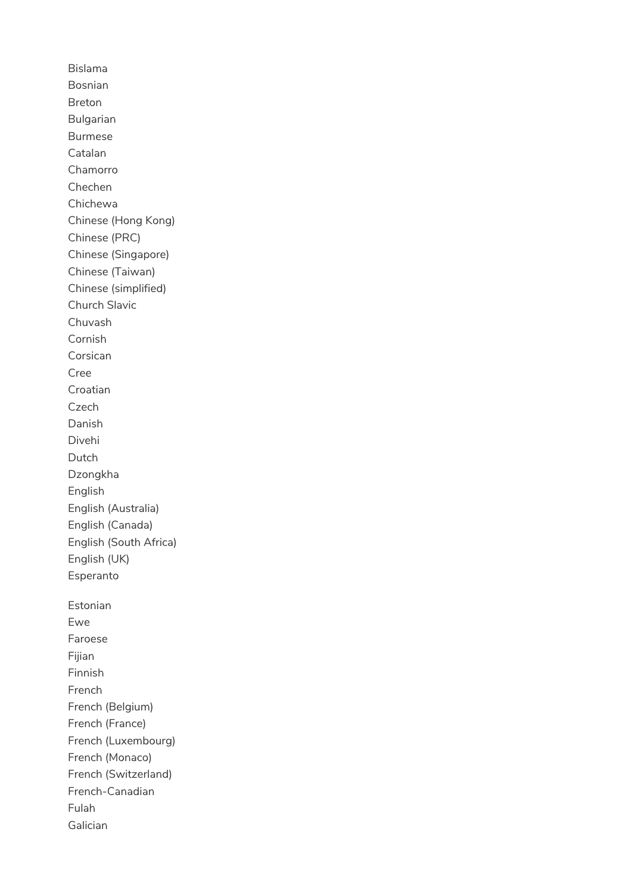Bislama
Bosnian
Breton
Bulgarian
Burmese
Catalan
Chamorro
Chechen
Chichewa
Chinese (Hong Kong)
Chinese (PRC)
Chinese (Singapore)
Chinese (Taiwan)
Chinese (simplified)
Church Slavic
Chuvash
Cornish
Corsican
Cree
Croatian
Czech
Danish
Divehi
Dutch
Dzongkha
English
English (Australia)
English (Canada)
English (South Africa)
English (UK)
Esperanto

Estonian
Ewe
Faroese
Fijian
Finnish
French
French (Belgium)
French (France)
French (Luxembourg)
French (Monaco)
French (Switzerland)
French-Canadian
Fulah
Galician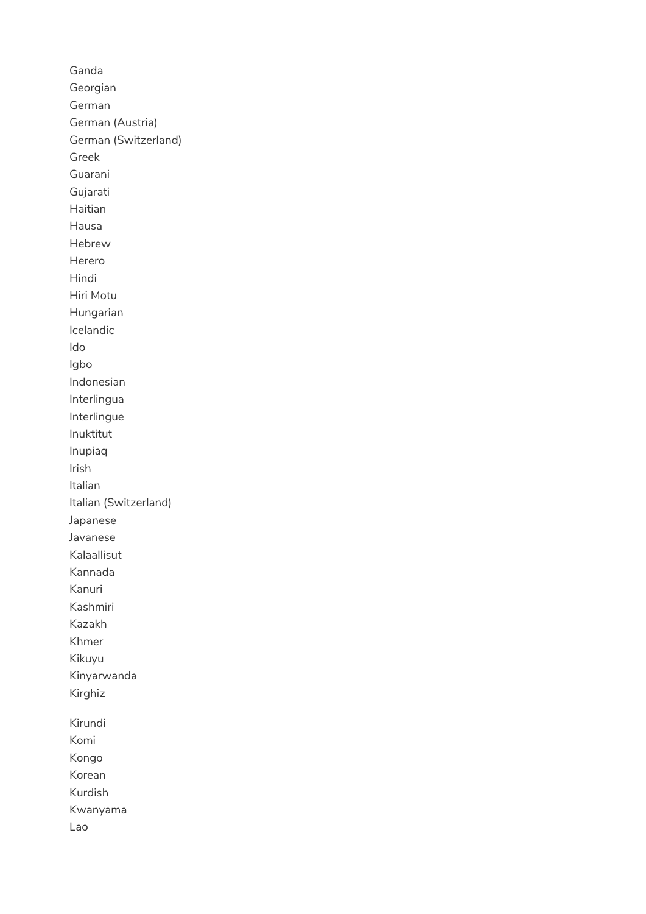Ganda
Georgian
German
German (Austria)
German (Switzerland)
Greek
Guarani
Gujarati
Haitian
Hausa
Hebrew
Herero
Hindi
Hiri Motu
Hungarian
Icelandic
Ido
Igbo
Indonesian
Interlingua
Interlingue
Inuktitut
Inupiaq
Irish
Italian
Italian (Switzerland)
Japanese
Javanese
Kalaallisut
Kannada
Kanuri
Kashmiri
Kazakh
Khmer
Kikuyu
Kinyarwanda
Kirghiz

Kirundi
Komi
Kongo
Korean
Kurdish
Kwanyama
Lao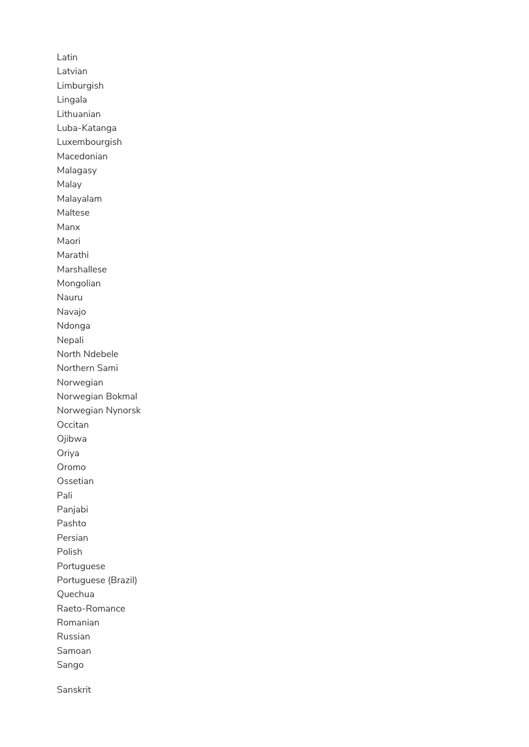Latin
Latvian
Limburgish
Lingala
Lithuanian
Luba-Katanga
Luxembourgish
Macedonian
Malagasy
Malay
Malayalam
Maltese
Manx
Maori
Marathi
Marshallese
Mongolian
Nauru
Navajo
Ndonga
Nepali
North Ndebele
Northern Sami
Norwegian
Norwegian Bokmal
Norwegian Nynorsk
Occitan
Ojibwa
Oriya
Oromo
Ossetian
Pali
Panjabi
Pashto
Persian
Polish
Portuguese
Portuguese (Brazil)
Quechua
Raeto-Romance
Romanian
Russian
Samoan
Sango

Sanskrit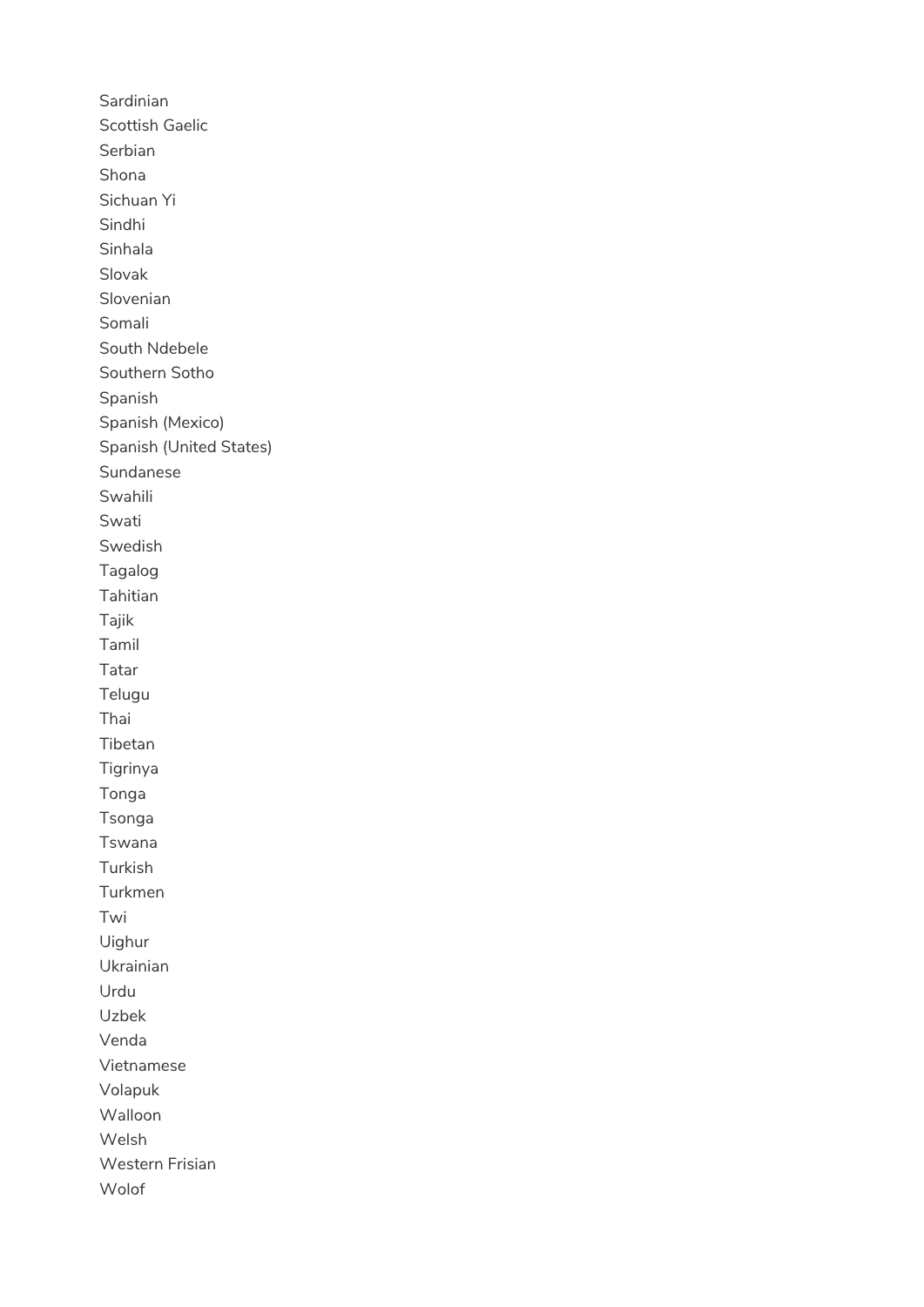Sardinian
Scottish Gaelic
Serbian
Shona
Sichuan Yi
Sindhi
Sinhala
Slovak
Slovenian
Somali
South Ndebele
Southern Sotho
Spanish
Spanish (Mexico)
Spanish (United States)
Sundanese
Swahili
Swati
Swedish
Tagalog
Tahitian
Tajik
Tamil
Tatar
Telugu
Thai
Tibetan
Tigrinya
Tonga
Tsonga
Tswana
Turkish
Turkmen
Twi
Uighur
Ukrainian
Urdu
Uzbek
Venda
Vietnamese
Volapuk
Walloon
Welsh
Western Frisian
Wolof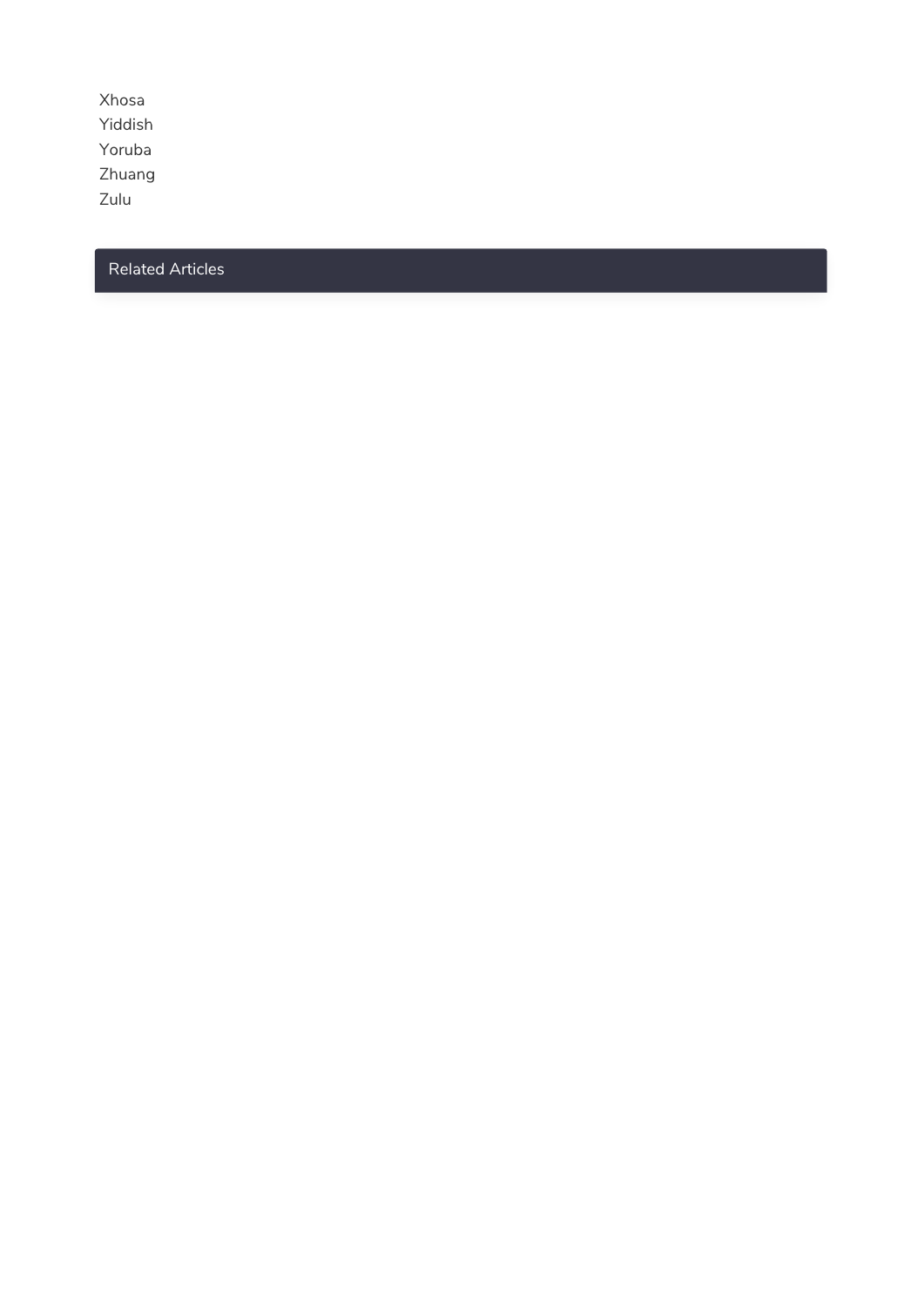Xhosa
Yiddish
Yoruba
Zhuang
Zulu

## Related Articles